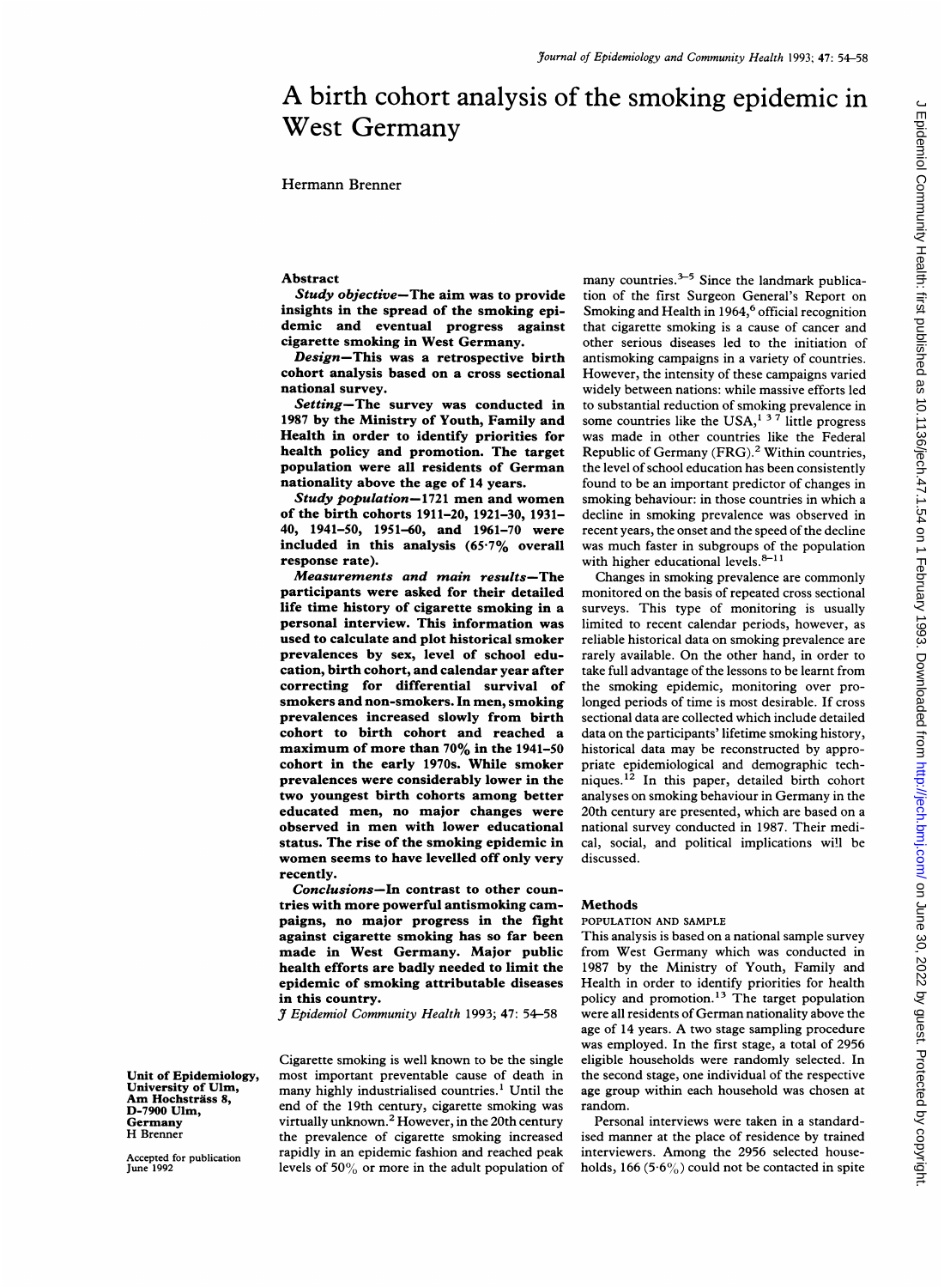# A birth cohort analysis of the smoking epidemic in West Germany

Hermann Brenner

Unit of Epidemiology, University of Ulm, Am Hochsträss 8, D-7900 Ulm, Germany
H Brenner

Accepted for publication June 1992

## Abstract

***Study objective***—**The aim was to provide insights in the spread of the smoking epidemic and eventual progress against cigarette smoking in West Germany.**

***Design***—**This was a retrospective birth cohort analysis based on a cross sectional national survey.**

***Setting***—**The survey was conducted in 1987 by the Ministry of Youth, Family and Health in order to identify priorities for health policy and promotion. The target population were all residents of German nationality above the age of 14 years.**

***Study population***—**1721 men and women of the birth cohorts 1911–20, 1921–30, 1931–40, 1941–50, 1951–60, and 1961–70 were included in this analysis (65·7% overall response rate).**

***Measurements and main results***—**The participants were asked for their detailed life time history of cigarette smoking in a personal interview. This information was used to calculate and plot historical smoker prevalences by sex, level of school education, birth cohort, and calendar year after correcting for differential survival of smokers and non-smokers. In men, smoking prevalences increased slowly from birth cohort to birth cohort and reached a maximum of more than 70% in the 1941–50 cohort in the early 1970s. While smoker prevalences were considerably lower in the two youngest birth cohorts among better educated men, no major changes were observed in men with lower educational status. The rise of the smoking epidemic in women seems to have levelled off only very recently.**

***Conclusions***—**In contrast to other countries with more powerful antismoking campaigns, no major progress in the fight against cigarette smoking has so far been made in West Germany. Major public health efforts are badly needed to limit the epidemic of smoking attributable diseases in this country.**

*J Epidemiol Community Health* 1993; 47: 54–58

Cigarette smoking is well known to be the single most important preventable cause of death in many highly industrialised countries.[1] Until the end of the 19th century, cigarette smoking was virtually unknown.[2] However, in the 20th century the prevalence of cigarette smoking increased rapidly in an epidemic fashion and reached peak levels of 50% or more in the adult population of many countries.[3–5] Since the landmark publication of the first Surgeon General's Report on Smoking and Health in 1964,[6] official recognition that cigarette smoking is a cause of cancer and other serious diseases led to the initiation of antismoking campaigns in a variety of countries. However, the intensity of these campaigns varied widely between nations: while massive efforts led to substantial reduction of smoking prevalence in some countries like the USA,[1 3 7] little progress was made in other countries like the Federal Republic of Germany (FRG).[2] Within countries, the level of school education has been consistently found to be an important predictor of changes in smoking behaviour: in those countries in which a decline in smoking prevalence was observed in recent years, the onset and the speed of the decline was much faster in subgroups of the population with higher educational levels.[8–11]

Changes in smoking prevalence are commonly monitored on the basis of repeated cross sectional surveys. This type of monitoring is usually limited to recent calendar periods, however, as reliable historical data on smoking prevalence are rarely available. On the other hand, in order to take full advantage of the lessons to be learnt from the smoking epidemic, monitoring over prolonged periods of time is most desirable. If cross sectional data are collected which include detailed data on the participants' lifetime smoking history, historical data may be reconstructed by appropriate epidemiological and demographic techniques.[12] In this paper, detailed birth cohort analyses on smoking behaviour in Germany in the 20th century are presented, which are based on a national survey conducted in 1987. Their medical, social, and political implications will be discussed.

## Methods

### POPULATION AND SAMPLE

This analysis is based on a national sample survey from West Germany which was conducted in 1987 by the Ministry of Youth, Family and Health in order to identify priorities for health policy and promotion.[13] The target population were all residents of German nationality above the age of 14 years. A two stage sampling procedure was employed. In the first stage, a total of 2956 eligible households were randomly selected. In the second stage, one individual of the respective age group within each household was chosen at random.

Personal interviews were taken in a standardised manner at the place of residence by trained interviewers. Among the 2956 selected households, 166 (5·6%) could not be contacted in spite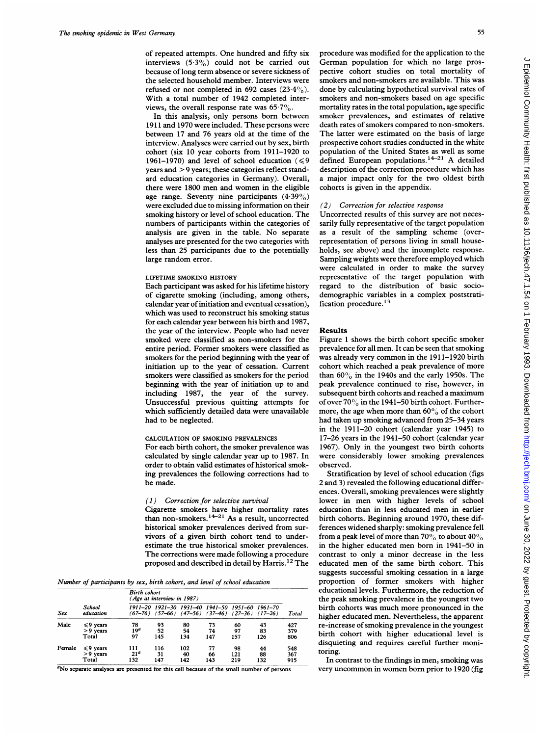of repeated attempts. One hundred and fifty six interviews (5·3%) could not be carried out because of long term absence or severe sickness of the selected household member. Interviews were refused or not completed in 692 cases (23·4%). With a total number of 1942 completed interviews, the overall response rate was 65·7%.

In this analysis, only persons born between 1911 and 1970 were included. These persons were between 17 and 76 years old at the time of the interview. Analyses were carried out by sex, birth cohort (six 10 year cohorts from 1911–1920 to 1961–1970) and level of school education (≤9 years and >9 years; these categories reflect standard education categories in Germany). Overall, there were 1800 men and women in the eligible age range. Seventy nine participants (4·39%) were excluded due to missing information on their smoking history or level of school education. The numbers of participants within the categories of analysis are given in the table. No separate analyses are presented for the two categories with less than 25 participants due to the potentially large random error.

### LIFETIME SMOKING HISTORY

Each participant was asked for his lifetime history of cigarette smoking (including, among others, calendar year of initiation and eventual cessation), which was used to reconstruct his smoking status for each calendar year between his birth and 1987, the year of the interview. People who had never smoked were classified as non-smokers for the entire period. Former smokers were classified as smokers for the period beginning with the year of initiation up to the year of cessation. Current smokers were classified as smokers for the period beginning with the year of initiation up to and including 1987, the year of the survey. Unsuccessful previous quitting attempts for which sufficiently detailed data were unavailable had to be neglected.

### CALCULATION OF SMOKING PREVALENCES

For each birth cohort, the smoker prevalence was calculated by single calendar year up to 1987. In order to obtain valid estimates of historical smoking prevalences the following corrections had to be made.

*(1) Correction for selective survival*

Cigarette smokers have higher mortality rates than non-smokers.[14–21] As a result, uncorrected historical smoker prevalences derived from survivors of a given birth cohort tend to underestimate the true historical smoker prevalences. The corrections were made following a procedure proposed and described in detail by Harris.[12] The

*Number of participants by sex, birth cohort, and level of school education*

| Sex | School education | Birth cohort (Age at interview in 1987) 1911–20 (67–76) | 1921–30 (57–66) | 1931–40 (47–56) | 1941–50 (37–46) | 1951–60 (27–36) | 1961–70 (17–26) | Total |
|---|---|---|---|---|---|---|---|---|
| Male | ≤9 years | 78 | 93 | 80 | 73 | 60 | 43 | 427 |
| | >9 years | 19[a] | 52 | 54 | 74 | 97 | 83 | 379 |
| | Total | 97 | 145 | 134 | 147 | 157 | 126 | 806 |
| Female | ≤9 years | 111 | 116 | 102 | 77 | 98 | 44 | 548 |
| | >9 years | 21[a] | 31 | 40 | 66 | 121 | 88 | 367 |
| | Total | 132 | 147 | 142 | 143 | 219 | 132 | 915 |

[a]No separate analyses are presented for this cell because of the small number of persons

procedure was modified for the application to the German population for which no large prospective cohort studies on total mortality of smokers and non-smokers are available. This was done by calculating hypothetical survival rates of smokers and non-smokers based on age specific mortality rates in the total population, age specific smoker prevalences, and estimates of relative death rates of smokers compared to non-smokers. The latter were estimated on the basis of large prospective cohort studies conducted in the white population of the United States as well as some defined European populations.[14–21] A detailed description of the correction procedure which has a major impact only for the two oldest birth cohorts is given in the appendix.

*(2) Correction for selective response*

Uncorrected results of this survey are not necessarily fully representative of the target population as a result of the sampling scheme (overrepresentation of persons living in small households, see above) and the incomplete response. Sampling weights were therefore employed which were calculated in order to make the survey representative of the target population with regard to the distribution of basic sociodemographic variables in a complex poststratification procedure.[13]

## Results

Figure 1 shows the birth cohort specific smoker prevalence for all men. It can be seen that smoking was already very common in the 1911–1920 birth cohort which reached a peak prevalence of more than 60% in the 1940s and the early 1950s. The peak prevalence continued to rise, however, in subsequent birth cohorts and reached a maximum of over 70% in the 1941–50 birth cohort. Furthermore, the age when more than 60% of the cohort had taken up smoking advanced from 25–34 years in the 1911–20 cohort (calendar year 1945) to 17–26 years in the 1941–50 cohort (calendar year 1967). Only in the youngest two birth cohorts were considerably lower smoking prevalences observed.

Stratification by level of school education (figs 2 and 3) revealed the following educational differences. Overall, smoking prevalences were slightly lower in men with higher levels of school education than in less educated men in earlier birth cohorts. Beginning around 1970, these differences widened sharply: smoking prevalence fell from a peak level of more than 70% to about 40% in the higher educated men born in 1941–50 in contrast to only a minor decrease in the less educated men of the same birth cohort. This suggests successful smoking cessation in a large proportion of former smokers with higher educational levels. Furthermore, the reduction of the peak smoking prevalence in the youngest two birth cohorts was much more pronounced in the higher educated men. Nevertheless, the apparent re-increase of smoking prevalence in the youngest birth cohort with higher educational level is disquieting and requires careful further monitoring.

In contrast to the findings in men, smoking was very uncommon in women born prior to 1920 (fig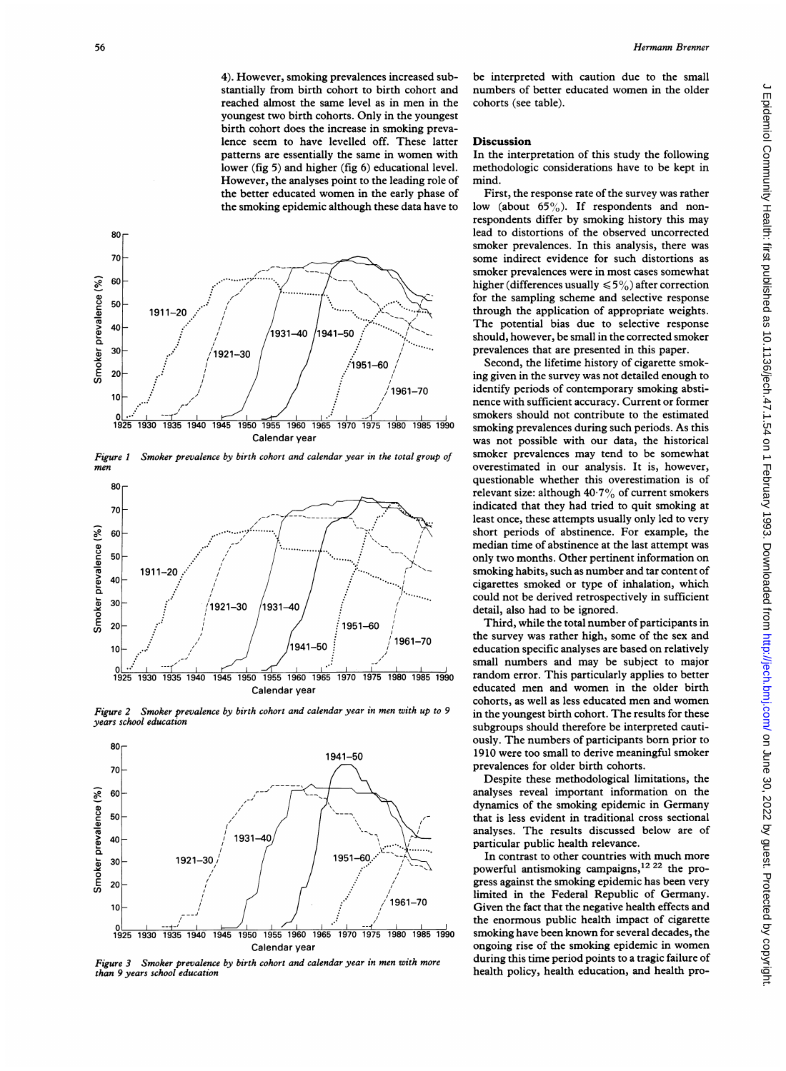4). However, smoking prevalences increased substantially from birth cohort to birth cohort and reached almost the same level as in men in the youngest two birth cohorts. Only in the youngest birth cohort does the increase in smoking prevalence seem to have levelled off. These latter patterns are essentially the same in women with lower (fig 5) and higher (fig 6) educational level. However, the analyses point to the leading role of the better educated women in the early phase of the smoking epidemic although these data have to be interpreted with caution due to the small numbers of better educated women in the older cohorts (see table).

*Figure 1 Smoker prevalence by birth cohort and calendar year in the total group of men*

*Figure 2 Smoker prevalence by birth cohort and calendar year in men with up to 9 years school education*

*Figure 3 Smoker prevalence by birth cohort and calendar year in men with more than 9 years school education*

## Discussion

In the interpretation of this study the following methodologic considerations have to be kept in mind.

First, the response rate of the survey was rather low (about 65%). If respondents and non-respondents differ by smoking history this may lead to distortions of the observed uncorrected smoker prevalences. In this analysis, there was some indirect evidence for such distortions as smoker prevalences were in most cases somewhat higher (differences usually ≤5%) after correction for the sampling scheme and selective response through the application of appropriate weights. The potential bias due to selective response should, however, be small in the corrected smoker prevalences that are presented in this paper.

Second, the lifetime history of cigarette smoking given in the survey was not detailed enough to identify periods of contemporary smoking abstinence with sufficient accuracy. Current or former smokers should not contribute to the estimated smoking prevalences during such periods. As this was not possible with our data, the historical smoker prevalences may tend to be somewhat overestimated in our analysis. It is, however, questionable whether this overestimation is of relevant size: although 40·7% of current smokers indicated that they had tried to quit smoking at least once, these attempts usually only led to very short periods of abstinence. For example, the median time of abstinence at the last attempt was only two months. Other pertinent information on smoking habits, such as number and tar content of cigarettes smoked or type of inhalation, which could not be derived retrospectively in sufficient detail, also had to be ignored.

Third, while the total number of participants in the survey was rather high, some of the sex and education specific analyses are based on relatively small numbers and may be subject to major random error. This particularly applies to better educated men and women in the older birth cohorts, as well as less educated men and women in the youngest birth cohort. The results for these subgroups should therefore be interpreted cautiously. The numbers of participants born prior to 1910 were too small to derive meaningful smoker prevalences for older birth cohorts.

Despite these methodological limitations, the analyses reveal important information on the dynamics of the smoking epidemic in Germany that is less evident in traditional cross sectional analyses. The results discussed below are of particular public health relevance.

In contrast to other countries with much more powerful antismoking campaigns,[12 22] the progress against the smoking epidemic has been very limited in the Federal Republic of Germany. Given the fact that the negative health effects and the enormous public health impact of cigarette smoking have been known for several decades, the ongoing rise of the smoking epidemic in women during this time period points to a tragic failure of health policy, health education, and health pro-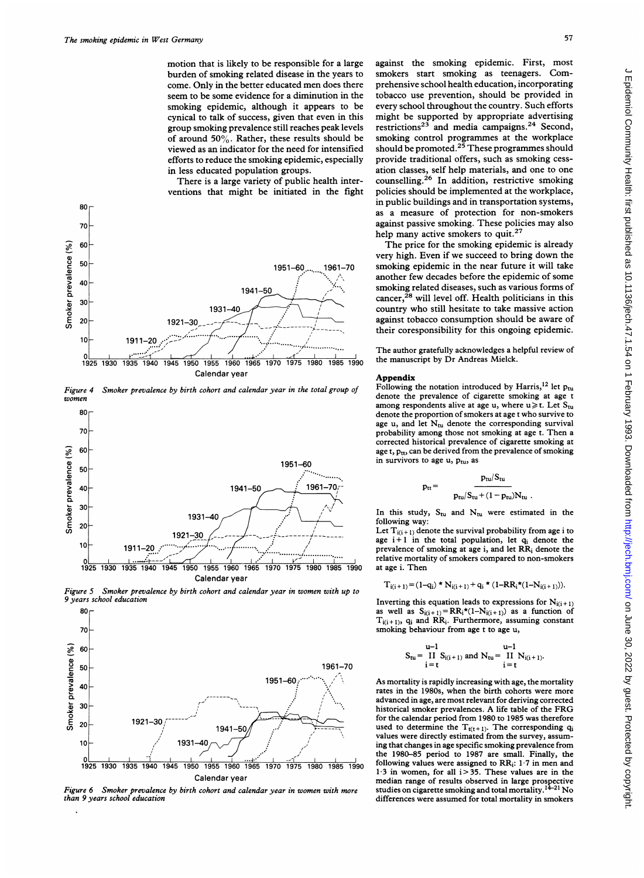motion that is likely to be responsible for a large burden of smoking related disease in the years to come. Only in the better educated men does there seem to be some evidence for a diminution in the smoking epidemic, although it appears to be cynical to talk of success, given that even in this group smoking prevalence still reaches peak levels of around 50%. Rather, these results should be viewed as an indicator for the need for intensified efforts to reduce the smoking epidemic, especially in less educated population groups.

There is a large variety of public health interventions that might be initiated in the fight against the smoking epidemic. First, most smokers start smoking as teenagers. Comprehensive school health education, incorporating tobacco use prevention, should be provided in every school throughout the country. Such efforts might be supported by appropriate advertising restrictions[23] and media campaigns.[24] Second, smoking control programmes at the workplace should be promoted.[25] These programmes should provide traditional offers, such as smoking cessation classes, self help materials, and one to one counselling.[26] In addition, restrictive smoking policies should be implemented at the workplace, in public buildings and in transportation systems, as a measure of protection for non-smokers against passive smoking. These policies may also help many active smokers to quit.[27]

The price for the smoking epidemic is already very high. Even if we succeed to bring down the smoking epidemic in the near future it will take another few decades before the epidemic of some smoking related diseases, such as various forms of cancer,[28] will level off. Health politicians in this country who still hesitate to take massive action against tobacco consumption should be aware of their coresponsibility for this ongoing epidemic.

*Figure 4 Smoker prevalence by birth cohort and calendar year in the total group of women*

*Figure 5 Smoker prevalence by birth cohort and calendar year in women with up to 9 years school education*

*Figure 6 Smoker prevalence by birth cohort and calendar year in women with more than 9 years school education*

The author gratefully acknowledges a helpful review of the manuscript by Dr Andreas Mielck.

## Appendix

Following the notation introduced by Harris,[12] let $p_{tu}$ denote the prevalence of cigarette smoking at age t among respondents alive at age u, where $u \geq t$. Let $S_{tu}$ denote the proportion of smokers at age t who survive to age u, and let $N_{tu}$ denote the corresponding survival probability among those not smoking at age t. Then a corrected historical prevalence of cigarette smoking at age t, $p_{tt}$, can be derived from the prevalence of smoking in survivors to age u, $p_{tu}$, as

$$p_{tt} = \frac{p_{tu}/S_{tu}}{p_{tu}/S_{tu} + (1 - p_{tu})N_{tu}}.$$

In this study, $S_{tu}$ and $N_{tu}$ were estimated in the following way:

Let $T_{i(i+1)}$ denote the survival probability from age i to age i+1 in the total population, let $q_i$ denote the prevalence of smoking at age i, and let $RR_i$ denote the relative mortality of smokers compared to non-smokers at age i. Then

$$T_{i(i+1)} = (1-q_i) * N_{i(i+1)} + q_i * (1-RR_i*(1-N_{i(i+1)})).$$

Inverting this equation leads to expressions for $N_{i(i+1)}$ as well as $S_{i(i+1)} = RR_i*(1-N_{i(i+1)})$ as a function of $T_{i(i+1)}$, $q_i$ and $RR_i$. Furthermore, assuming constant smoking behaviour from age t to age u,

$$S_{tu} = \prod_{i=t}^{u-1} S_{i(i+1)} \text{ and } N_{tu} = \prod_{i=t}^{u-1} N_{i(i+1)}.$$

As mortality is rapidly increasing with age, the mortality rates in the 1980s, when the birth cohorts were more advanced in age, are most relevant for deriving corrected historical smoker prevalences. A life table of the FRG for the calendar period from 1980 to 1985 was therefore used to determine the $T_{t(t+1)}$. The corresponding $q_i$ values were directly estimated from the survey, assuming that changes in age specific smoking prevalence from the 1980–85 period to 1987 are small. Finally, the following values were assigned to $RR_i$: 1·7 in men and 1·3 in women, for all $i > 35$. These values are in the median range of results observed in large prospective studies on cigarette smoking and total mortality.[14–21] No differences were assumed for total mortality in smokers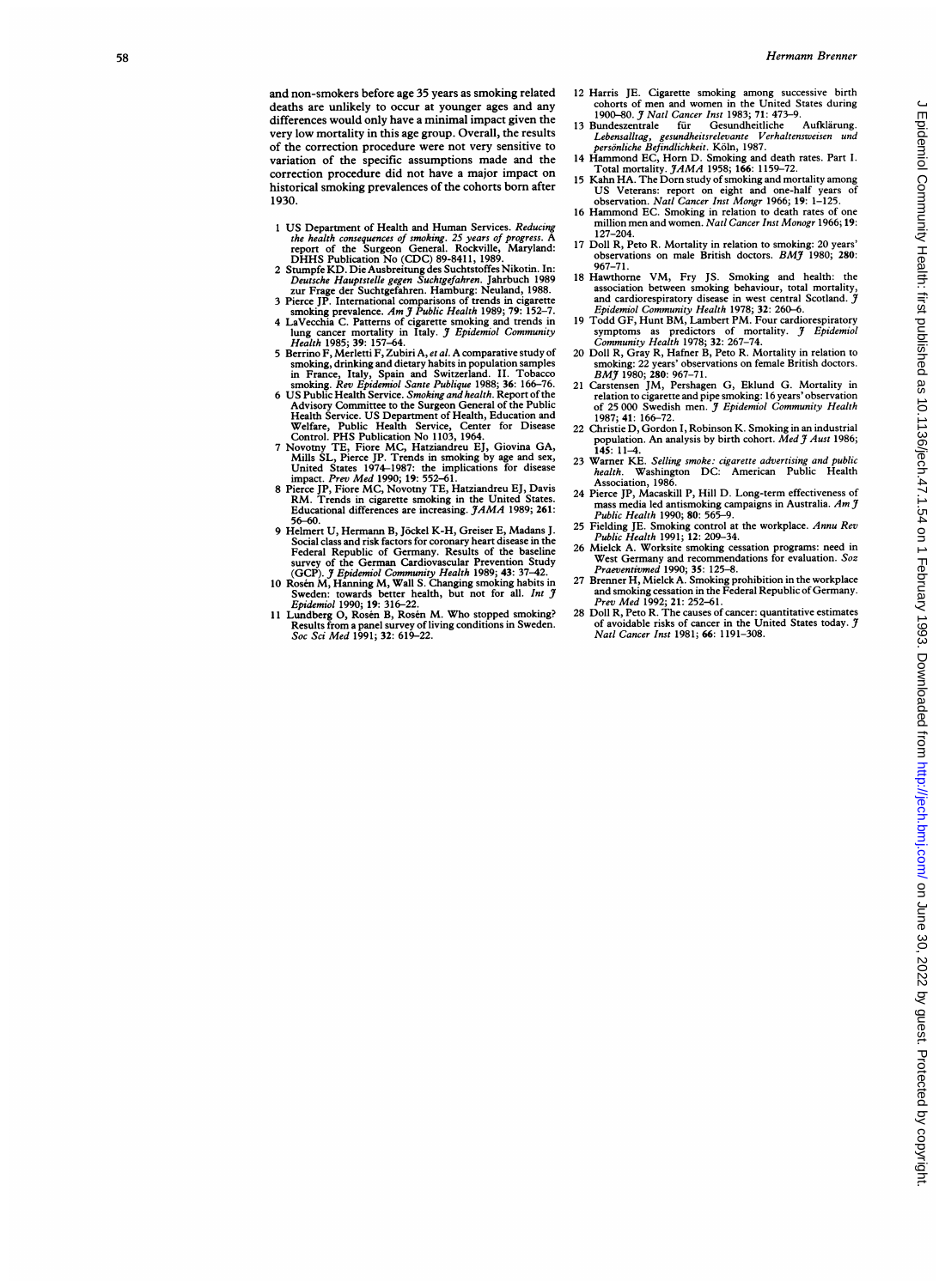and non-smokers before age 35 years as smoking related deaths are unlikely to occur at younger ages and any differences would only have a minimal impact given the very low mortality in this age group. Overall, the results of the correction procedure were not very sensitive to variation of the specific assumptions made and the correction procedure did not have a major impact on historical smoking prevalences of the cohorts born after 1930.

1 US Department of Health and Human Services. *Reducing the health consequences of smoking. 25 years of progress.* A report of the Surgeon General. Rockville, Maryland: DHHS Publication No (CDC) 89-8411, 1989.
2 Stumpfe KD. Die Ausbreitung des Suchtstoffes Nikotin. In: *Deutsche Hauptstelle gegen Suchtgefahren.* Jahrbuch 1989 zur Frage der Suchtgefahren. Hamburg: Neuland, 1988.
3 Pierce JP. International comparisons of trends in cigarette smoking prevalence. *Am J Public Health* 1989; **79**: 152–7.
4 LaVecchia C. Patterns of cigarette smoking and trends in lung cancer mortality in Italy. *J Epidemiol Community Health* 1985; **39**: 157–64.
5 Berrino F, Merletti F, Zubiri A, *et al.* A comparative study of smoking, drinking and dietary habits in population samples in France, Italy, Spain and Switzerland. II. Tobacco smoking. *Rev Epidemiol Sante Publique* 1988; **36**: 166–76.
6 US Public Health Service. *Smoking and health.* Report of the Advisory Committee to the Surgeon General of the Public Health Service. US Department of Health, Education and Welfare, Public Health Service, Center for Disease Control. PHS Publication No 1103, 1964.
7 Novotny TE, Fiore MC, Hatziandreu EJ, Giovina GA, Mills SL, Pierce JP. Trends in smoking by age and sex, United States 1974–1987: the implications for disease impact. *Prev Med* 1990; **19**: 552–61.
8 Pierce JP, Fiore MC, Novotny TE, Hatziandreu EJ, Davis RM. Trends in cigarette smoking in the United States. Educational differences are increasing. *JAMA* 1989; **261**: 56–60.
9 Helmert U, Hermann B, Jöckel K-H, Greiser E, Madans J. Social class and risk factors for coronary heart disease in the Federal Republic of Germany. Results of the baseline survey of the German Cardiovascular Prevention Study (GCP). *J Epidemiol Community Health* 1989; **43**: 37–42.
10 Rosén M, Hanning M, Wall S. Changing smoking habits in Sweden: towards better health, but not for all. *Int J Epidemiol* 1990; **19**: 316–22.
11 Lundberg O, Rosén B, Rosén M. Who stopped smoking? Results from a panel survey of living conditions in Sweden. *Soc Sci Med* 1991; **32**: 619–22.
12 Harris JE. Cigarette smoking among successive birth cohorts of men and women in the United States during 1900–80. *J Natl Cancer Inst* 1983; **71**: 473–9.
13 Bundeszentrale für Gesundheitliche Aufklärung. *Lebensalltag, gesundheitsrelevante Verhaltensweisen und persönliche Befindlichkeit.* Köln, 1987.
14 Hammond EC, Horn D. Smoking and death rates. Part I. Total mortality. *JAMA* 1958; **166**: 1159–72.
15 Kahn HA. The Dorn study of smoking and mortality among US Veterans: report on eight and one-half years of observation. *Natl Cancer Inst Mongr* 1966; **19**: 1–125.
16 Hammond EC. Smoking in relation to death rates of one million men and women. *Natl Cancer Inst Monogr* 1966; **19**: 127–204.
17 Doll R, Peto R. Mortality in relation to smoking: 20 years' observations on male British doctors. *BMJ* 1980; **280**: 967–71.
18 Hawthorne VM, Fry JS. Smoking and health: the association between smoking behaviour, total mortality, and cardiorespiratory disease in west central Scotland. *J Epidemiol Community Health* 1978; **32**: 260–6.
19 Todd GF, Hunt BM, Lambert PM. Four cardiorespiratory symptoms as predictors of mortality. *J Epidemiol Community Health* 1978; **32**: 267–74.
20 Doll R, Gray R, Hafner B, Peto R. Mortality in relation to smoking: 22 years' observations on female British doctors. *BMJ* 1980; **280**: 967–71.
21 Carstensen JM, Pershagen G, Eklund G. Mortality in relation to cigarette and pipe smoking: 16 years' observation of 25 000 Swedish men. *J Epidemiol Community Health* 1987; **41**: 166–72.
22 Christie D, Gordon I, Robinson K. Smoking in an industrial population. An analysis by birth cohort. *Med J Aust* 1986; **145**: 11–4.
23 Warner KE. *Selling smoke: cigarette advertising and public health.* Washington DC: American Public Health Association, 1986.
24 Pierce JP, Macaskill P, Hill D. Long-term effectiveness of mass media led antismoking campaigns in Australia. *Am J Public Health* 1990; **80**: 565–9.
25 Fielding JE. Smoking control at the workplace. *Annu Rev Public Health* 1991; **12**: 209–34.
26 Mielck A. Worksite smoking cessation programs: need in West Germany and recommendations for evaluation. *Soz Praeventivmed* 1990; **35**: 125–8.
27 Brenner H, Mielck A. Smoking prohibition in the workplace and smoking cessation in the Federal Republic of Germany. *Prev Med* 1992; **21**: 252–61.
28 Doll R, Peto R. The causes of cancer: quantitative estimates of avoidable risks of cancer in the United States today. *J Natl Cancer Inst* 1981; **66**: 1191–308.